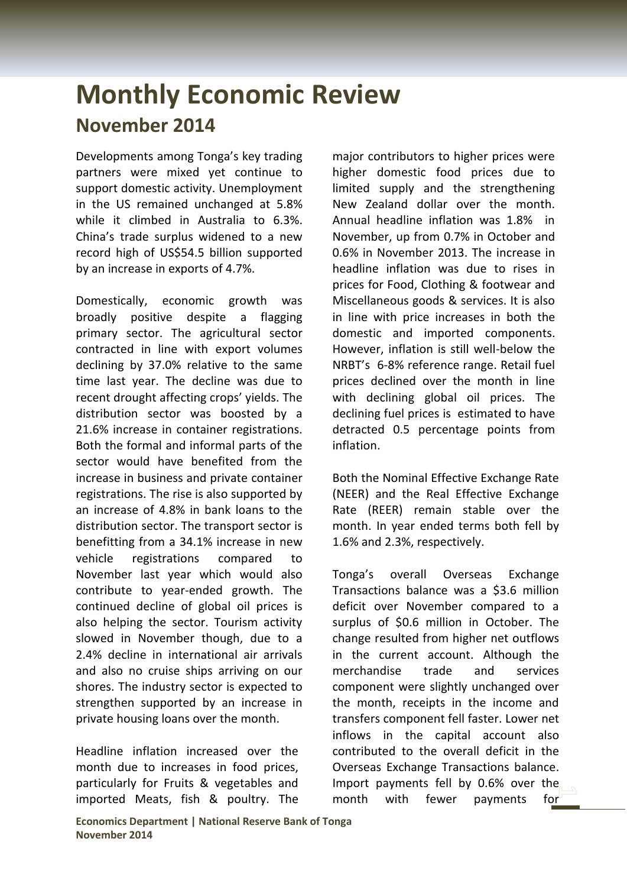# Monthly Economic Review

## November 2014

Developments among Tonga's key trading partners were mixed yet continue to support domestic activity. Unemployment in the US remained unchanged at 5.8% while it climbed in Australia to 6.3%. China's trade surplus widened to a new record high of US$54.5 billion supported by an increase in exports of 4.7%.

Domestically, economic growth was broadly positive despite a flagging primary sector. The agricultural sector contracted in line with export volumes declining by 37.0% relative to the same time last year. The decline was due to recent drought affecting crops' yields. The distribution sector was boosted by a 21.6% increase in container registrations. Both the formal and informal parts of the sector would have benefited from the increase in business and private container registrations. The rise is also supported by an increase of 4.8% in bank loans to the distribution sector. The transport sector is benefitting from a 34.1% increase in new vehicle registrations compared to November last year which would also contribute to year-ended growth. The continued decline of global oil prices is also helping the sector. Tourism activity slowed in November though, due to a 2.4% decline in international air arrivals and also no cruise ships arriving on our shores. The industry sector is expected to strengthen supported by an increase in private housing loans over the month.

Headline inflation increased over the month due to increases in food prices, particularly for Fruits & vegetables and imported Meats, fish & poultry. The major contributors to higher prices were higher domestic food prices due to limited supply and the strengthening New Zealand dollar over the month. Annual headline inflation was 1.8% in November, up from 0.7% in October and 0.6% in November 2013. The increase in headline inflation was due to rises in prices for Food, Clothing & footwear and Miscellaneous goods & services. It is also in line with price increases in both the domestic and imported components. However, inflation is still well-below the NRBT's 6-8% reference range. Retail fuel prices declined over the month in line with declining global oil prices. The declining fuel prices is estimated to have detracted 0.5 percentage points from inflation.

Both the Nominal Effective Exchange Rate (NEER) and the Real Effective Exchange Rate (REER) remain stable over the month. In year ended terms both fell by 1.6% and 2.3%, respectively.

Tonga's overall Overseas Exchange Transactions balance was a $3.6 million deficit over November compared to a surplus of $0.6 million in October. The change resulted from higher net outflows in the current account. Although the merchandise trade and services component were slightly unchanged over the month, receipts in the income and transfers component fell faster. Lower net inflows in the capital account also contributed to the overall deficit in the Overseas Exchange Transactions balance. Import payments fell by 0.6% over the month with fewer payments for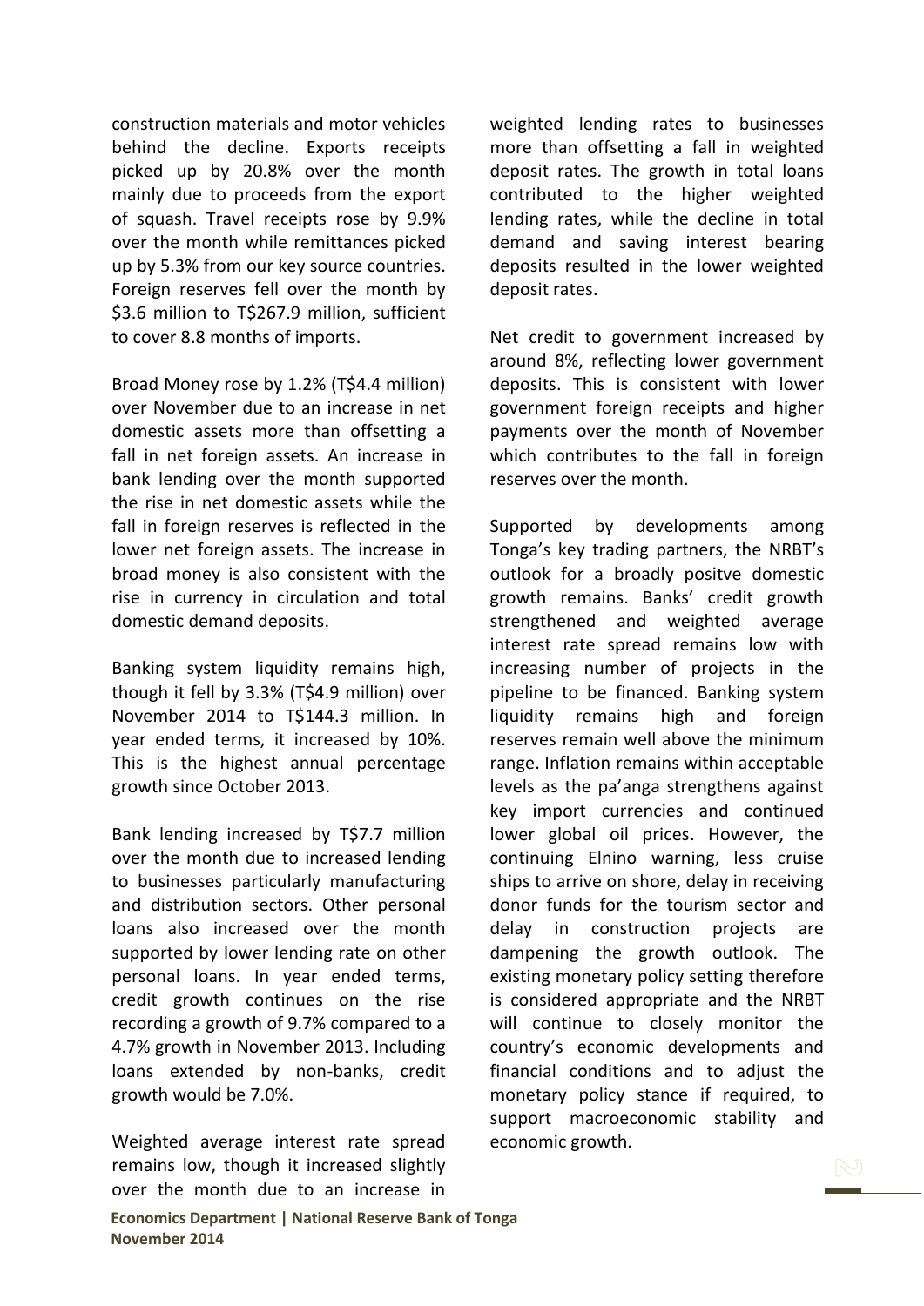construction materials and motor vehicles behind the decline. Exports receipts picked up by 20.8% over the month mainly due to proceeds from the export of squash. Travel receipts rose by 9.9% over the month while remittances picked up by 5.3% from our key source countries. Foreign reserves fell over the month by $3.6 million to T$267.9 million, sufficient to cover 8.8 months of imports.

Broad Money rose by 1.2% (T$4.4 million) over November due to an increase in net domestic assets more than offsetting a fall in net foreign assets. An increase in bank lending over the month supported the rise in net domestic assets while the fall in foreign reserves is reflected in the lower net foreign assets. The increase in broad money is also consistent with the rise in currency in circulation and total domestic demand deposits.

Banking system liquidity remains high, though it fell by 3.3% (T$4.9 million) over November 2014 to T$144.3 million. In year ended terms, it increased by 10%. This is the highest annual percentage growth since October 2013.

Bank lending increased by T$7.7 million over the month due to increased lending to businesses particularly manufacturing and distribution sectors. Other personal loans also increased over the month supported by lower lending rate on other personal loans. In year ended terms, credit growth continues on the rise recording a growth of 9.7% compared to a 4.7% growth in November 2013. Including loans extended by non-banks, credit growth would be 7.0%.

Weighted average interest rate spread remains low, though it increased slightly over the month due to an increase in weighted lending rates to businesses more than offsetting a fall in weighted deposit rates. The growth in total loans contributed to the higher weighted lending rates, while the decline in total demand and saving interest bearing deposits resulted in the lower weighted deposit rates.

Net credit to government increased by around 8%, reflecting lower government deposits. This is consistent with lower government foreign receipts and higher payments over the month of November which contributes to the fall in foreign reserves over the month.

Supported by developments among Tonga's key trading partners, the NRBT's outlook for a broadly positve domestic growth remains. Banks' credit growth strengthened and weighted average interest rate spread remains low with increasing number of projects in the pipeline to be financed. Banking system liquidity remains high and foreign reserves remain well above the minimum range. Inflation remains within acceptable levels as the pa'anga strengthens against key import currencies and continued lower global oil prices. However, the continuing Elnino warning, less cruise ships to arrive on shore, delay in receiving donor funds for the tourism sector and delay in construction projects are dampening the growth outlook. The existing monetary policy setting therefore is considered appropriate and the NRBT will continue to closely monitor the country's economic developments and financial conditions and to adjust the monetary policy stance if required, to support macroeconomic stability and economic growth.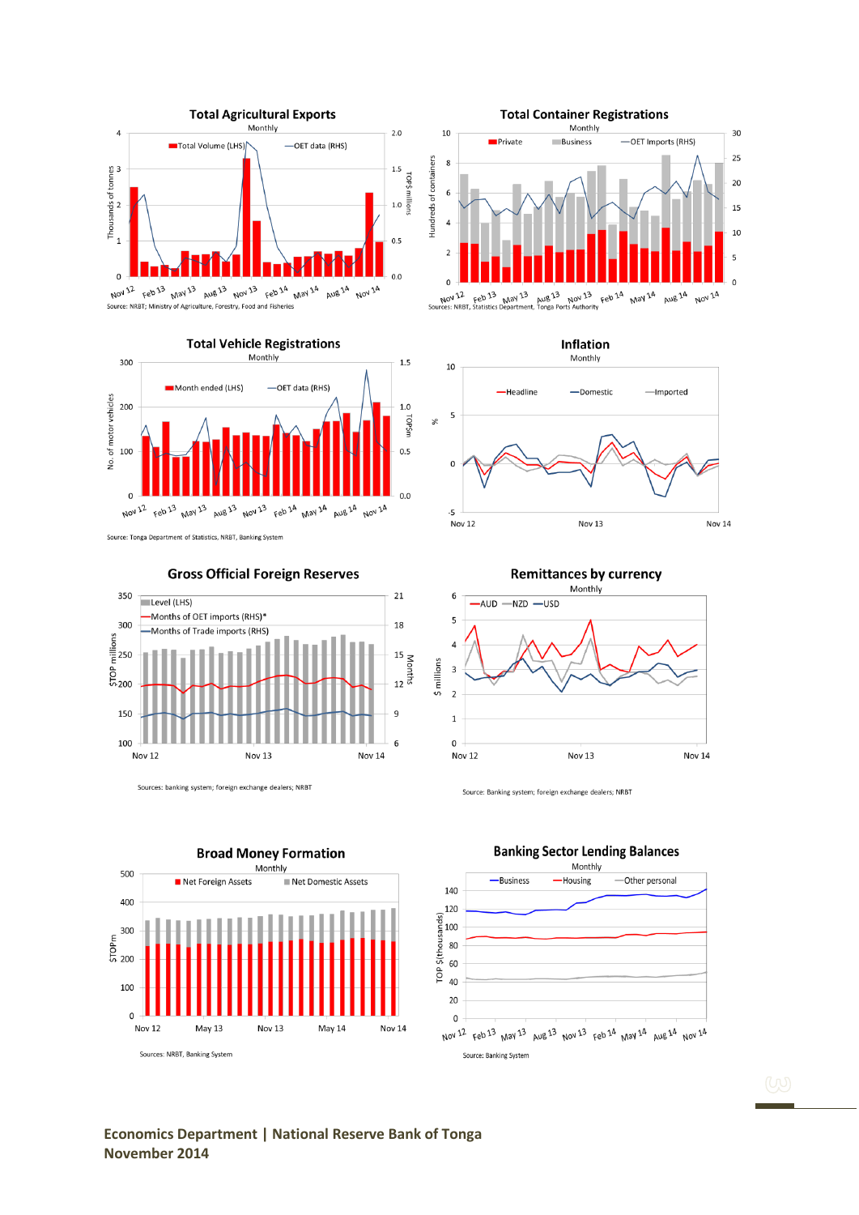## Total Agricultural Exports

Monthly

Total Volume (LHS)
OET data (RHS)

Thousands of tonnes
TOP$ millions

4
3
2
1
0

2.0
1.5
1.0
0.5
0.0

Nov 12 Feb 13 May 13 Aug 13 Nov 13 Feb 14 May 14 Aug 14 Nov 14

Source: NRBT; Ministry of Agriculture, Forestry, Food and Fisheries

## Total Container Registrations

Monthly

Private
Business
OET Imports (RHS)

Hundreds of containers

10
8
6
4
2
0

30
25
20
15
10
5
0

Nov 12 Feb 13 May 13 Aug 13 Nov 13 Feb 14 May 14 Aug 14 Nov 14

Sources: NRBT, Statistics Department, Tonga Ports Authority

## Total Vehicle Registrations

Monthly

Month ended (LHS)
OET data (RHS)

No. of motor vehicles
TOP$m

300
200
100
0

1.5
1.0
0.5
0.0

Nov 12 Feb 13 May 13 Aug 13 Nov 13 Feb 14 May 14 Aug 14 Nov 14

Source: Tonga Department of Statistics, NRBT, Banking System

## Inflation

Monthly

Headline
Domestic
Imported

%

10
5
0
-5

Nov 12 Nov 13 Nov 14

## Gross Official Foreign Reserves

Level (LHS)
Months of OET imports (RHS)*
Months of Trade imports (RHS)

$TOP millions
Months

350
300
250
200
150
100

21
18
15
12
9
6

Nov 12 Nov 13 Nov 14

Sources: banking system; foreign exchange dealers; NRBT

## Remittances by currency

Monthly

AUD
NZD
USD

$ millions

6
5
4
3
2
1
0

Nov 12 Nov 13 Nov 14

Source: Banking system; foreign exchange dealers; NRBT

## Broad Money Formation

Monthly

Net Foreign Assets
Net Domestic Assets

$TOPm

500
400
300
200
100
0

Nov 12 May 13 Nov 13 May 14 Nov 14

Sources: NRBT, Banking System

## Banking Sector Lending Balances

Monthly

Business
Housing
Other personal

TOP $(thousands)

140
120
100
80
60
40
20
0

Nov 12 Feb 13 May 13 Aug 13 Nov 13 Feb 14 May 14 Aug 14 Nov 14

Source: Banking System

**Economics Department | National Reserve Bank of Tonga**
**November 2014**